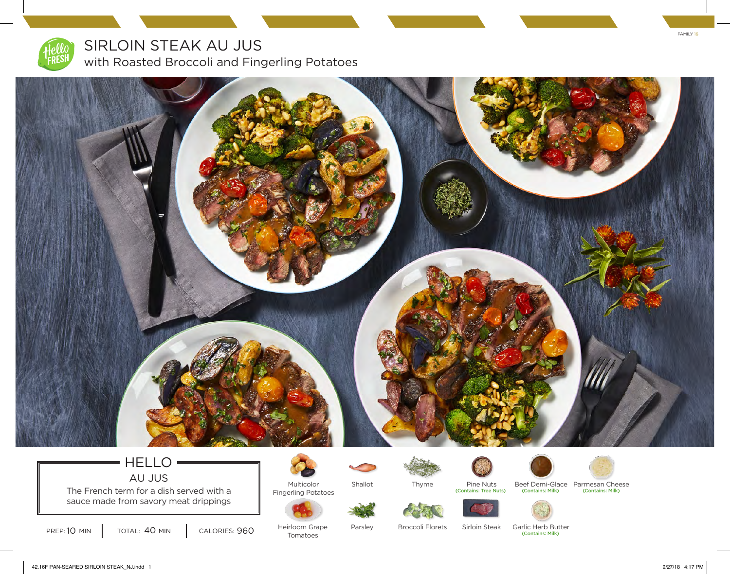FAMILY 16

# SIRLOIN STEAK AU JUS

## with Roasted Broccoli and Fingerling Potatoes

### HELLO AU JUS

The French term for a dish served with a sauce made from savory meat drippings

PREP: 10 MIN | TOTAL: 40 MIN | CALORIES: 960

- Multicolor Fingerling Potatoes
- Shallot
- Thyme
- Pine Nuts (Contains: Tree Nuts)
- Beef Demi-Glace (Contains: Milk)
- Parmesan Cheese (Contains: Milk)
- Heirloom Grape Tomatoes
- Parsley
- Broccoli Florets
- Sirloin Steak
- Garlic Herb Butter (Contains: Milk)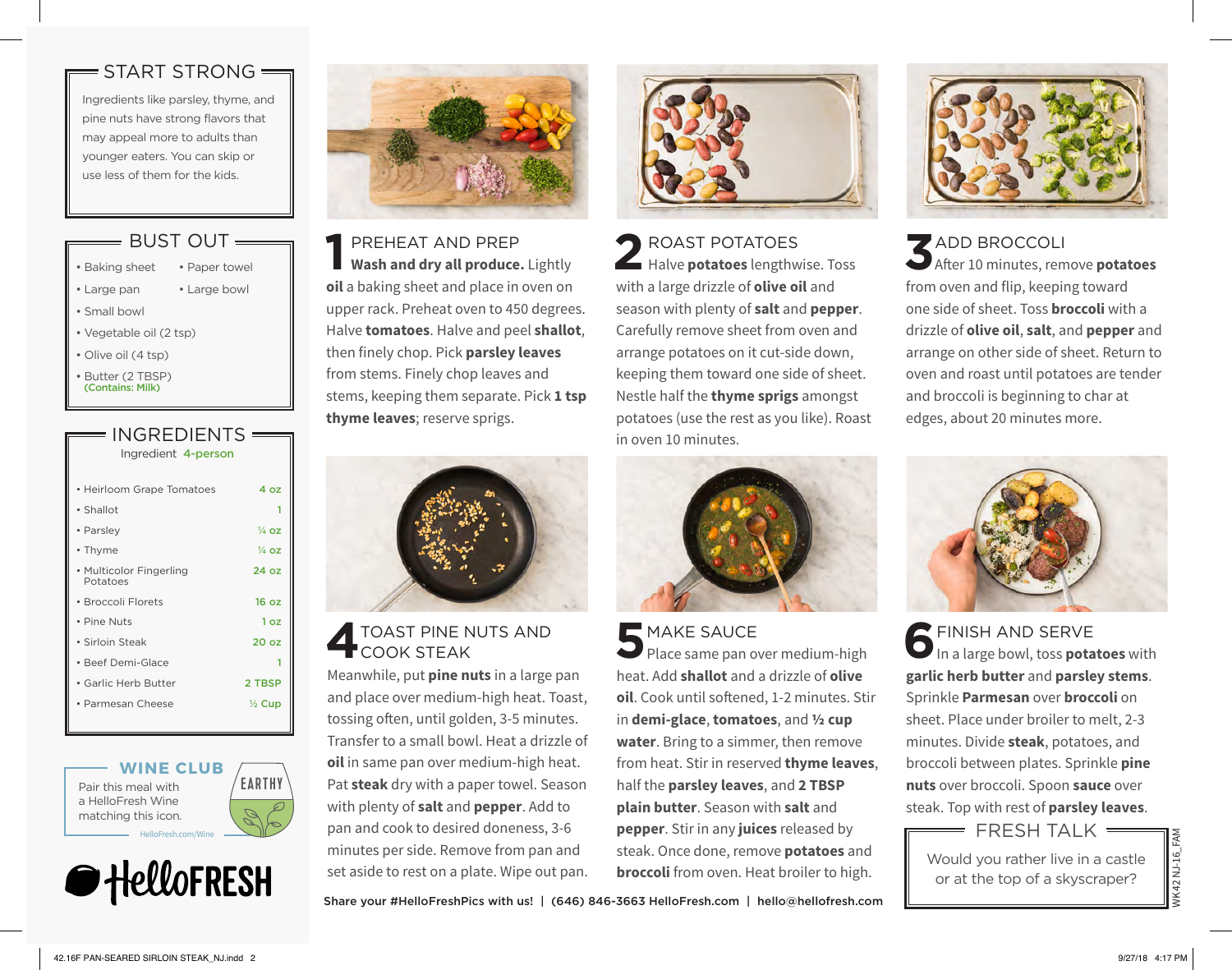## START STRONG

Ingredients like parsley, thyme, and pine nuts have strong flavors that may appeal more to adults than younger eaters. You can skip or use less of them for the kids.

## BUST OUT

- Baking sheet
- Paper towel
- Large pan
- Large bowl
- Small bowl
- Vegetable oil (2 tsp)
- Olive oil (4 tsp)
- Butter (2 TBSP) **(Contains: Milk)**

## INGREDIENTS

| Ingredient | 4-person |
|---|---|
| Heirloom Grape Tomatoes | 4 oz |
| Shallot | 1 |
| Parsley | ¼ oz |
| Thyme | ¼ oz |
| Multicolor Fingerling Potatoes | 24 oz |
| Broccoli Florets | 16 oz |
| Pine Nuts | 1 oz |
| Sirloin Steak | 20 oz |
| Beef Demi-Glace | 1 |
| Garlic Herb Butter | 2 TBSP |
| Parmesan Cheese | ½ Cup |

## WINE CLUB

Pair this meal with a HelloFresh Wine matching this icon.

EARTHY

HelloFresh.com/Wine

HelloFRESH

## 1 PREHEAT AND PREP

**Wash and dry all produce.** Lightly **oil** a baking sheet and place in oven on upper rack. Preheat oven to 450 degrees. Halve **tomatoes**. Halve and peel **shallot**, then finely chop. Pick **parsley leaves** from stems. Finely chop leaves and stems, keeping them separate. Pick **1 tsp thyme leaves**; reserve sprigs.

## 2 ROAST POTATOES

Halve **potatoes** lengthwise. Toss with a large drizzle of **olive oil** and season with plenty of **salt** and **pepper**. Carefully remove sheet from oven and arrange potatoes on it cut-side down, keeping them toward one side of sheet. Nestle half the **thyme sprigs** amongst potatoes (use the rest as you like). Roast in oven 10 minutes.

## 3 ADD BROCCOLI

After 10 minutes, remove **potatoes** from oven and flip, keeping toward one side of sheet. Toss **broccoli** with a drizzle of **olive oil**, **salt**, and **pepper** and arrange on other side of sheet. Return to oven and roast until potatoes are tender and broccoli is beginning to char at edges, about 20 minutes more.

## 4 TOAST PINE NUTS AND COOK STEAK

Meanwhile, put **pine nuts** in a large pan and place over medium-high heat. Toast, tossing often, until golden, 3-5 minutes. Transfer to a small bowl. Heat a drizzle of **oil** in same pan over medium-high heat. Pat **steak** dry with a paper towel. Season with plenty of **salt** and **pepper**. Add to pan and cook to desired doneness, 3-6 minutes per side. Remove from pan and set aside to rest on a plate. Wipe out pan.

## 5 MAKE SAUCE

Place same pan over medium-high heat. Add **shallot** and a drizzle of **olive oil**. Cook until softened, 1-2 minutes. Stir in **demi-glace**, **tomatoes**, and **½ cup water**. Bring to a simmer, then remove from heat. Stir in reserved **thyme leaves**, half the **parsley leaves**, and **2 TBSP plain butter**. Season with **salt** and **pepper**. Stir in any **juices** released by steak. Once done, remove **potatoes** and **broccoli** from oven. Heat broiler to high.

## 6 FINISH AND SERVE

In a large bowl, toss **potatoes** with **garlic herb butter** and **parsley stems**. Sprinkle **Parmesan** over **broccoli** on sheet. Place under broiler to melt, 2-3 minutes. Divide **steak**, potatoes, and broccoli between plates. Sprinkle **pine nuts** over broccoli. Spoon **sauce** over steak. Top with rest of **parsley leaves**.

## FRESH TALK

Would you rather live in a castle or at the top of a skyscraper?

Share your #HelloFreshPics with us! | (646) 846-3663 HelloFresh.com | hello@hellofresh.com

WK42 NJ-16_FAM